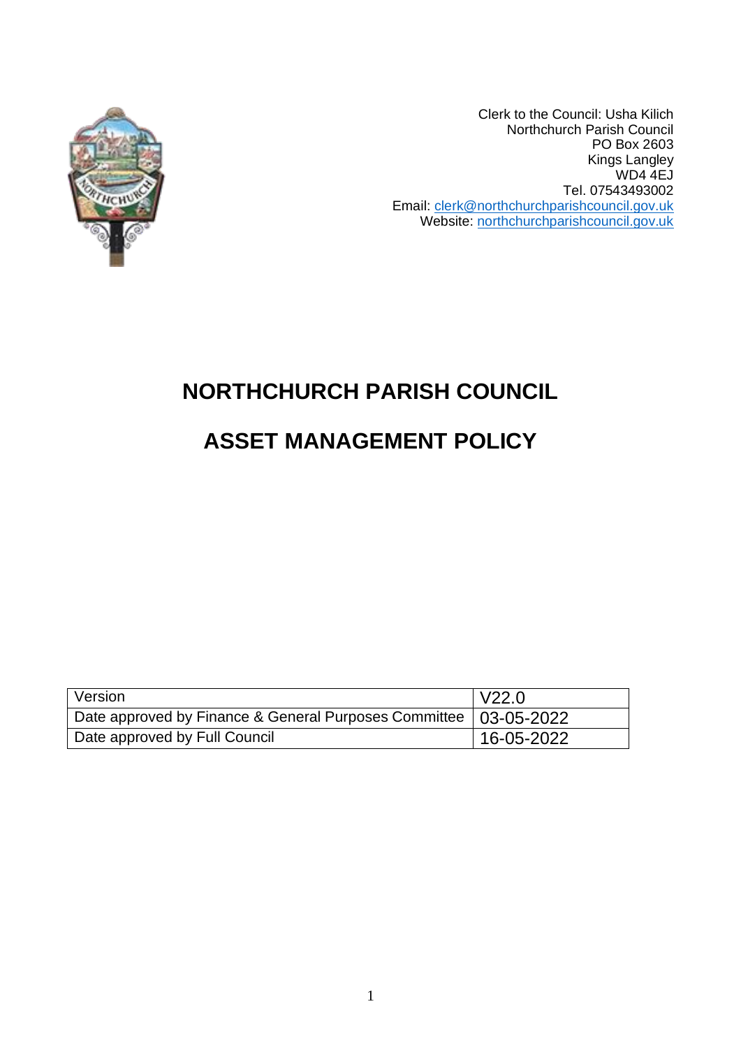Clerk to the Council: Usha Kilich
Northchurch Parish Council
PO Box 2603
Kings Langley
WD4 4EJ
Tel. 07543493002
Email: clerk@northchurchparishcouncil.gov.uk
Website: northchurchparishcouncil.gov.uk

# NORTHCHURCH PARISH COUNCIL

# ASSET MANAGEMENT POLICY

| Version | V22.0 |
| --- | --- |
| Date approved by Finance & General Purposes Committee | 03-05-2022 |
| Date approved by Full Council | 16-05-2022 |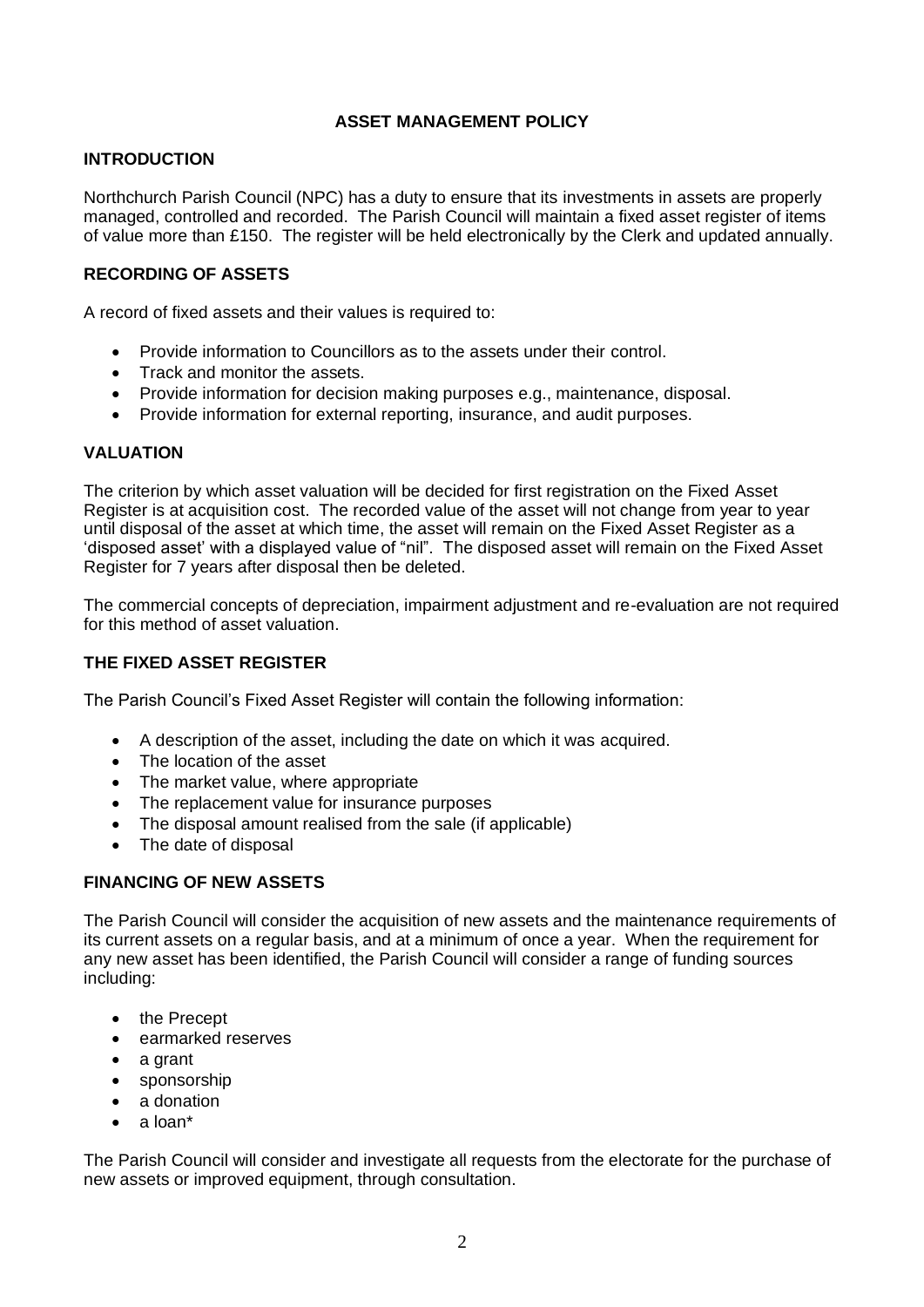# ASSET MANAGEMENT POLICY

## INTRODUCTION

Northchurch Parish Council (NPC) has a duty to ensure that its investments in assets are properly managed, controlled and recorded. The Parish Council will maintain a fixed asset register of items of value more than £150. The register will be held electronically by the Clerk and updated annually.

## RECORDING OF ASSETS

A record of fixed assets and their values is required to:

- Provide information to Councillors as to the assets under their control.
- Track and monitor the assets.
- Provide information for decision making purposes e.g., maintenance, disposal.
- Provide information for external reporting, insurance, and audit purposes.

## VALUATION

The criterion by which asset valuation will be decided for first registration on the Fixed Asset Register is at acquisition cost. The recorded value of the asset will not change from year to year until disposal of the asset at which time, the asset will remain on the Fixed Asset Register as a 'disposed asset' with a displayed value of "nil". The disposed asset will remain on the Fixed Asset Register for 7 years after disposal then be deleted.

The commercial concepts of depreciation, impairment adjustment and re-evaluation are not required for this method of asset valuation.

## THE FIXED ASSET REGISTER

The Parish Council's Fixed Asset Register will contain the following information:

- A description of the asset, including the date on which it was acquired.
- The location of the asset
- The market value, where appropriate
- The replacement value for insurance purposes
- The disposal amount realised from the sale (if applicable)
- The date of disposal

## FINANCING OF NEW ASSETS

The Parish Council will consider the acquisition of new assets and the maintenance requirements of its current assets on a regular basis, and at a minimum of once a year. When the requirement for any new asset has been identified, the Parish Council will consider a range of funding sources including:

- the Precept
- earmarked reserves
- a grant
- sponsorship
- a donation
- a loan*

The Parish Council will consider and investigate all requests from the electorate for the purchase of new assets or improved equipment, through consultation.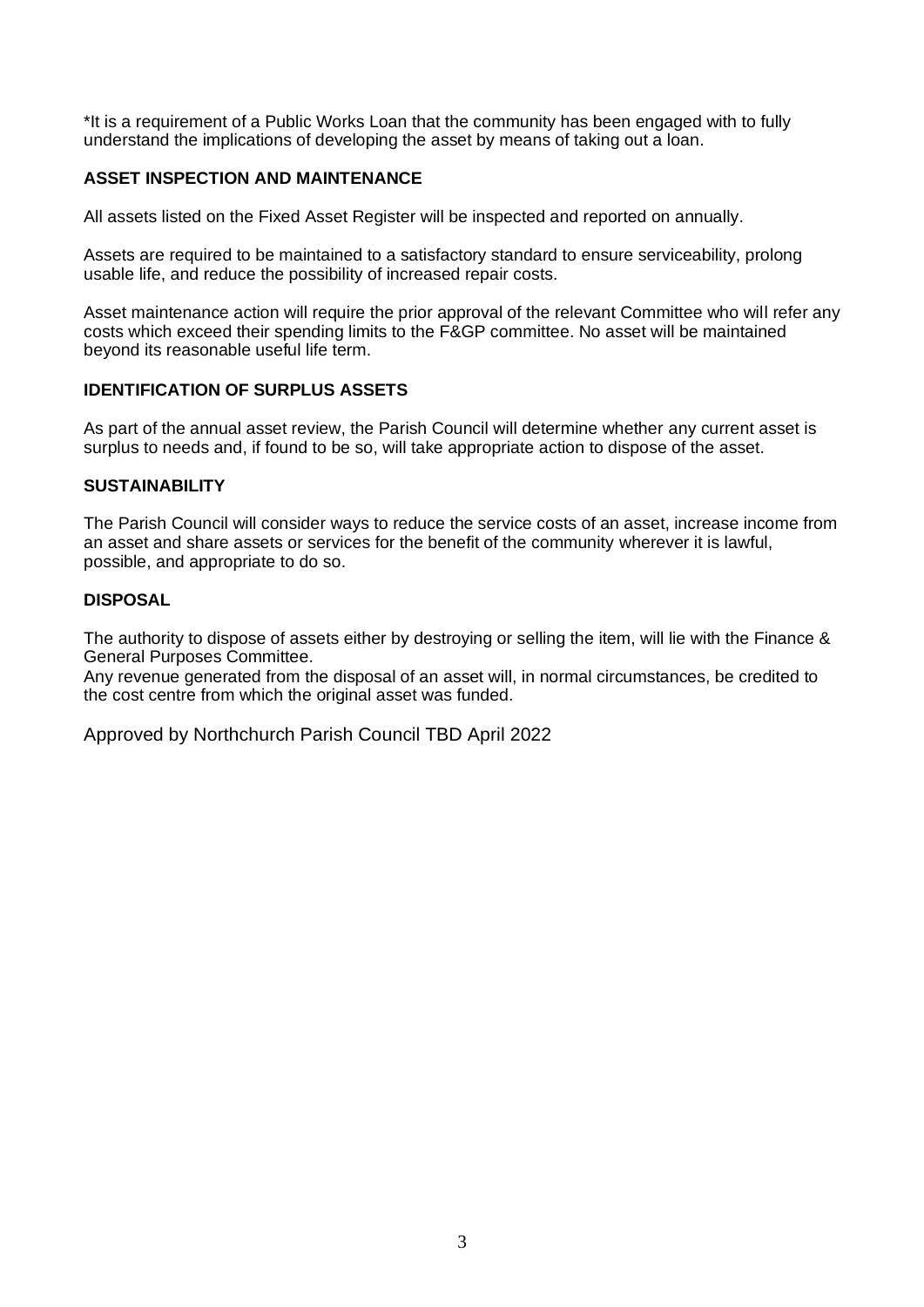*It is a requirement of a Public Works Loan that the community has been engaged with to fully understand the implications of developing the asset by means of taking out a loan.

**ASSET INSPECTION AND MAINTENANCE**

All assets listed on the Fixed Asset Register will be inspected and reported on annually.

Assets are required to be maintained to a satisfactory standard to ensure serviceability, prolong usable life, and reduce the possibility of increased repair costs.

Asset maintenance action will require the prior approval of the relevant Committee who will refer any costs which exceed their spending limits to the F&GP committee. No asset will be maintained beyond its reasonable useful life term.

**IDENTIFICATION OF SURPLUS ASSETS**

As part of the annual asset review, the Parish Council will determine whether any current asset is surplus to needs and, if found to be so, will take appropriate action to dispose of the asset.

**SUSTAINABILITY**

The Parish Council will consider ways to reduce the service costs of an asset, increase income from an asset and share assets or services for the benefit of the community wherever it is lawful, possible, and appropriate to do so.

**DISPOSAL**

The authority to dispose of assets either by destroying or selling the item, will lie with the Finance & General Purposes Committee.
Any revenue generated from the disposal of an asset will, in normal circumstances, be credited to the cost centre from which the original asset was funded.

Approved by Northchurch Parish Council TBD April 2022